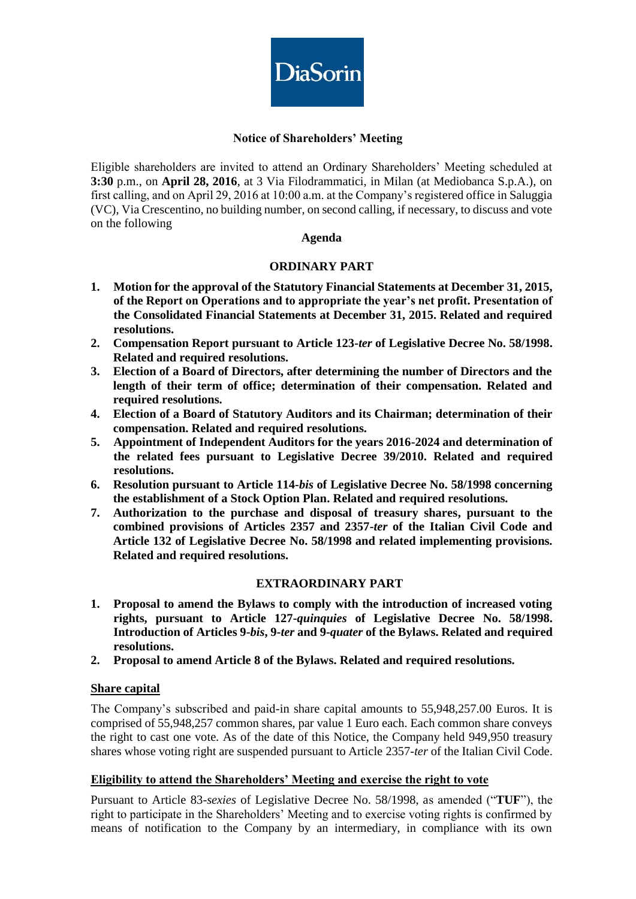DiaSorin

## Notice of Shareholders' Meeting

Eligible shareholders are invited to attend an Ordinary Shareholders' Meeting scheduled at **3:30** p.m., on **April 28, 2016**, at 3 Via Filodrammatici, in Milan (at Mediobanca S.p.A.), on first calling, and on April 29, 2016 at 10:00 a.m. at the Company's registered office in Saluggia (VC), Via Crescentino, no building number, on second calling, if necessary, to discuss and vote on the following

### Agenda

### ORDINARY PART

1. **Motion for the approval of the Statutory Financial Statements at December 31, 2015, of the Report on Operations and to appropriate the year's net profit. Presentation of the Consolidated Financial Statements at December 31, 2015. Related and required resolutions.**
2. **Compensation Report pursuant to Article 123-*ter* of Legislative Decree No. 58/1998. Related and required resolutions.**
3. **Election of a Board of Directors, after determining the number of Directors and the length of their term of office; determination of their compensation. Related and required resolutions.**
4. **Election of a Board of Statutory Auditors and its Chairman; determination of their compensation. Related and required resolutions.**
5. **Appointment of Independent Auditors for the years 2016-2024 and determination of the related fees pursuant to Legislative Decree 39/2010. Related and required resolutions.**
6. **Resolution pursuant to Article 114-*bis* of Legislative Decree No. 58/1998 concerning the establishment of a Stock Option Plan. Related and required resolutions.**
7. **Authorization to the purchase and disposal of treasury shares, pursuant to the combined provisions of Articles 2357 and 2357-*ter* of the Italian Civil Code and Article 132 of Legislative Decree No. 58/1998 and related implementing provisions. Related and required resolutions.**

### EXTRAORDINARY PART

1. **Proposal to amend the Bylaws to comply with the introduction of increased voting rights, pursuant to Article 127-*quinquies* of Legislative Decree No. 58/1998. Introduction of Articles 9-*bis*, 9-*ter* and 9-*quater* of the Bylaws. Related and required resolutions.**
2. **Proposal to amend Article 8 of the Bylaws. Related and required resolutions.**

**Share capital**

The Company's subscribed and paid-in share capital amounts to 55,948,257.00 Euros. It is comprised of 55,948,257 common shares, par value 1 Euro each. Each common share conveys the right to cast one vote. As of the date of this Notice, the Company held 949,950 treasury shares whose voting right are suspended pursuant to Article 2357-*ter* of the Italian Civil Code.

**Eligibility to attend the Shareholders' Meeting and exercise the right to vote**

Pursuant to Article 83-*sexies* of Legislative Decree No. 58/1998, as amended ("**TUF**"), the right to participate in the Shareholders' Meeting and to exercise voting rights is confirmed by means of notification to the Company by an intermediary, in compliance with its own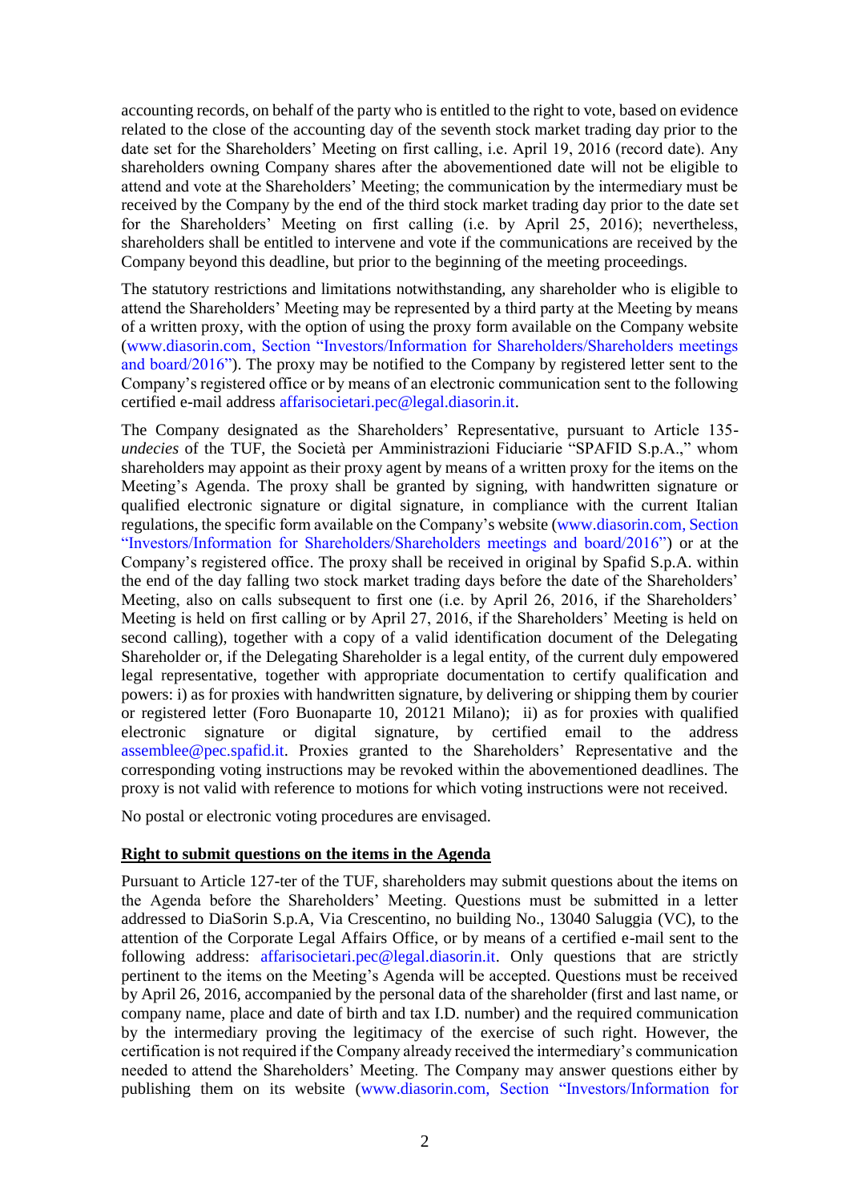accounting records, on behalf of the party who is entitled to the right to vote, based on evidence related to the close of the accounting day of the seventh stock market trading day prior to the date set for the Shareholders' Meeting on first calling, i.e. April 19, 2016 (record date). Any shareholders owning Company shares after the abovementioned date will not be eligible to attend and vote at the Shareholders' Meeting; the communication by the intermediary must be received by the Company by the end of the third stock market trading day prior to the date set for the Shareholders' Meeting on first calling (i.e. by April 25, 2016); nevertheless, shareholders shall be entitled to intervene and vote if the communications are received by the Company beyond this deadline, but prior to the beginning of the meeting proceedings.

The statutory restrictions and limitations notwithstanding, any shareholder who is eligible to attend the Shareholders' Meeting may be represented by a third party at the Meeting by means of a written proxy, with the option of using the proxy form available on the Company website (www.diasorin.com, Section "Investors/Information for Shareholders/Shareholders meetings and board/2016"). The proxy may be notified to the Company by registered letter sent to the Company's registered office or by means of an electronic communication sent to the following certified e-mail address affarisocietari.pec@legal.diasorin.it.

The Company designated as the Shareholders' Representative, pursuant to Article 135-*undecies* of the TUF, the Società per Amministrazioni Fiduciarie "SPAFID S.p.A.," whom shareholders may appoint as their proxy agent by means of a written proxy for the items on the Meeting's Agenda. The proxy shall be granted by signing, with handwritten signature or qualified electronic signature or digital signature, in compliance with the current Italian regulations, the specific form available on the Company's website (www.diasorin.com, Section "Investors/Information for Shareholders/Shareholders meetings and board/2016") or at the Company's registered office. The proxy shall be received in original by Spafid S.p.A. within the end of the day falling two stock market trading days before the date of the Shareholders' Meeting, also on calls subsequent to first one (i.e. by April 26, 2016, if the Shareholders' Meeting is held on first calling or by April 27, 2016, if the Shareholders' Meeting is held on second calling), together with a copy of a valid identification document of the Delegating Shareholder or, if the Delegating Shareholder is a legal entity, of the current duly empowered legal representative, together with appropriate documentation to certify qualification and powers: i) as for proxies with handwritten signature, by delivering or shipping them by courier or registered letter (Foro Buonaparte 10, 20121 Milano); ii) as for proxies with qualified electronic signature or digital signature, by certified email to the address assemblee@pec.spafid.it. Proxies granted to the Shareholders' Representative and the corresponding voting instructions may be revoked within the abovementioned deadlines. The proxy is not valid with reference to motions for which voting instructions were not received.

No postal or electronic voting procedures are envisaged.

**Right to submit questions on the items in the Agenda**

Pursuant to Article 127-ter of the TUF, shareholders may submit questions about the items on the Agenda before the Shareholders' Meeting. Questions must be submitted in a letter addressed to DiaSorin S.p.A, Via Crescentino, no building No., 13040 Saluggia (VC), to the attention of the Corporate Legal Affairs Office, or by means of a certified e-mail sent to the following address: affarisocietari.pec@legal.diasorin.it. Only questions that are strictly pertinent to the items on the Meeting's Agenda will be accepted. Questions must be received by April 26, 2016, accompanied by the personal data of the shareholder (first and last name, or company name, place and date of birth and tax I.D. number) and the required communication by the intermediary proving the legitimacy of the exercise of such right. However, the certification is not required if the Company already received the intermediary's communication needed to attend the Shareholders' Meeting. The Company may answer questions either by publishing them on its website (www.diasorin.com, Section "Investors/Information for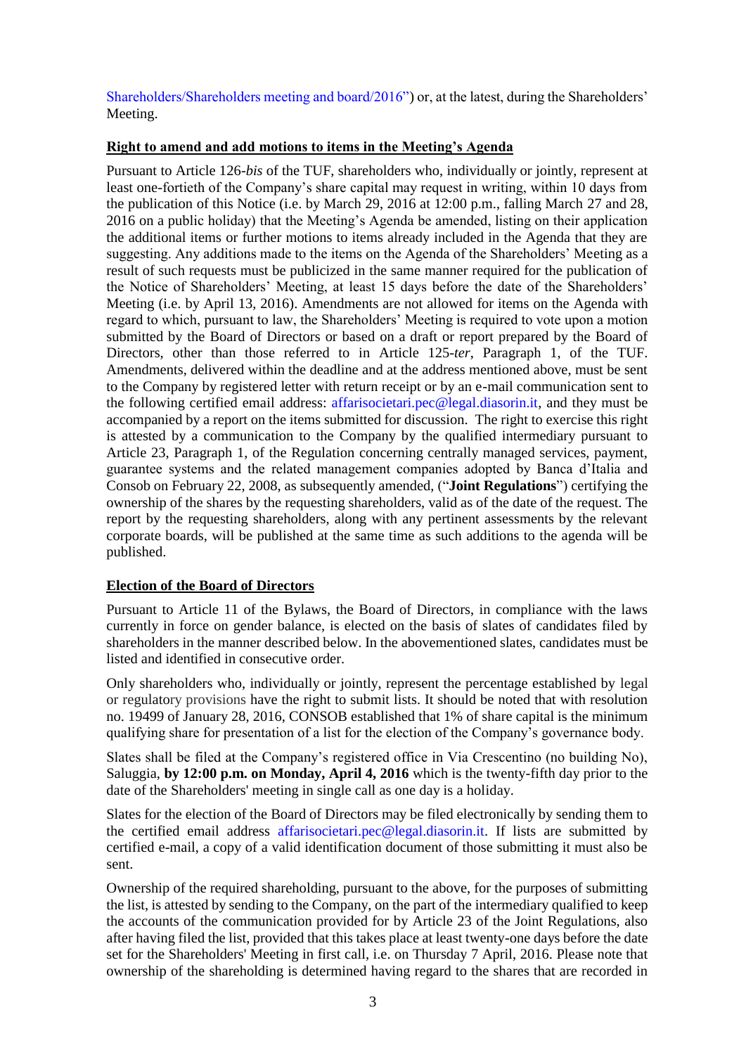Shareholders/Shareholders meeting and board/2016") or, at the latest, during the Shareholders' Meeting.

**Right to amend and add motions to items in the Meeting's Agenda**

Pursuant to Article 126-*bis* of the TUF, shareholders who, individually or jointly, represent at least one-fortieth of the Company's share capital may request in writing, within 10 days from the publication of this Notice (i.e. by March 29, 2016 at 12:00 p.m., falling March 27 and 28, 2016 on a public holiday) that the Meeting's Agenda be amended, listing on their application the additional items or further motions to items already included in the Agenda that they are suggesting. Any additions made to the items on the Agenda of the Shareholders' Meeting as a result of such requests must be publicized in the same manner required for the publication of the Notice of Shareholders' Meeting, at least 15 days before the date of the Shareholders' Meeting (i.e. by April 13, 2016). Amendments are not allowed for items on the Agenda with regard to which, pursuant to law, the Shareholders' Meeting is required to vote upon a motion submitted by the Board of Directors or based on a draft or report prepared by the Board of Directors, other than those referred to in Article 125-*ter*, Paragraph 1, of the TUF. Amendments, delivered within the deadline and at the address mentioned above, must be sent to the Company by registered letter with return receipt or by an e-mail communication sent to the following certified email address: affarisocietari.pec@legal.diasorin.it, and they must be accompanied by a report on the items submitted for discussion. The right to exercise this right is attested by a communication to the Company by the qualified intermediary pursuant to Article 23, Paragraph 1, of the Regulation concerning centrally managed services, payment, guarantee systems and the related management companies adopted by Banca d'Italia and Consob on February 22, 2008, as subsequently amended, ("**Joint Regulations**") certifying the ownership of the shares by the requesting shareholders, valid as of the date of the request. The report by the requesting shareholders, along with any pertinent assessments by the relevant corporate boards, will be published at the same time as such additions to the agenda will be published.

**Election of the Board of Directors**

Pursuant to Article 11 of the Bylaws, the Board of Directors, in compliance with the laws currently in force on gender balance, is elected on the basis of slates of candidates filed by shareholders in the manner described below. In the abovementioned slates, candidates must be listed and identified in consecutive order.

Only shareholders who, individually or jointly, represent the percentage established by legal or regulatory provisions have the right to submit lists. It should be noted that with resolution no. 19499 of January 28, 2016, CONSOB established that 1% of share capital is the minimum qualifying share for presentation of a list for the election of the Company's governance body.

Slates shall be filed at the Company's registered office in Via Crescentino (no building No), Saluggia, **by 12:00 p.m. on Monday, April 4, 2016** which is the twenty-fifth day prior to the date of the Shareholders' meeting in single call as one day is a holiday.

Slates for the election of the Board of Directors may be filed electronically by sending them to the certified email address affarisocietari.pec@legal.diasorin.it. If lists are submitted by certified e-mail, a copy of a valid identification document of those submitting it must also be sent.

Ownership of the required shareholding, pursuant to the above, for the purposes of submitting the list, is attested by sending to the Company, on the part of the intermediary qualified to keep the accounts of the communication provided for by Article 23 of the Joint Regulations, also after having filed the list, provided that this takes place at least twenty-one days before the date set for the Shareholders' Meeting in first call, i.e. on Thursday 7 April, 2016. Please note that ownership of the shareholding is determined having regard to the shares that are recorded in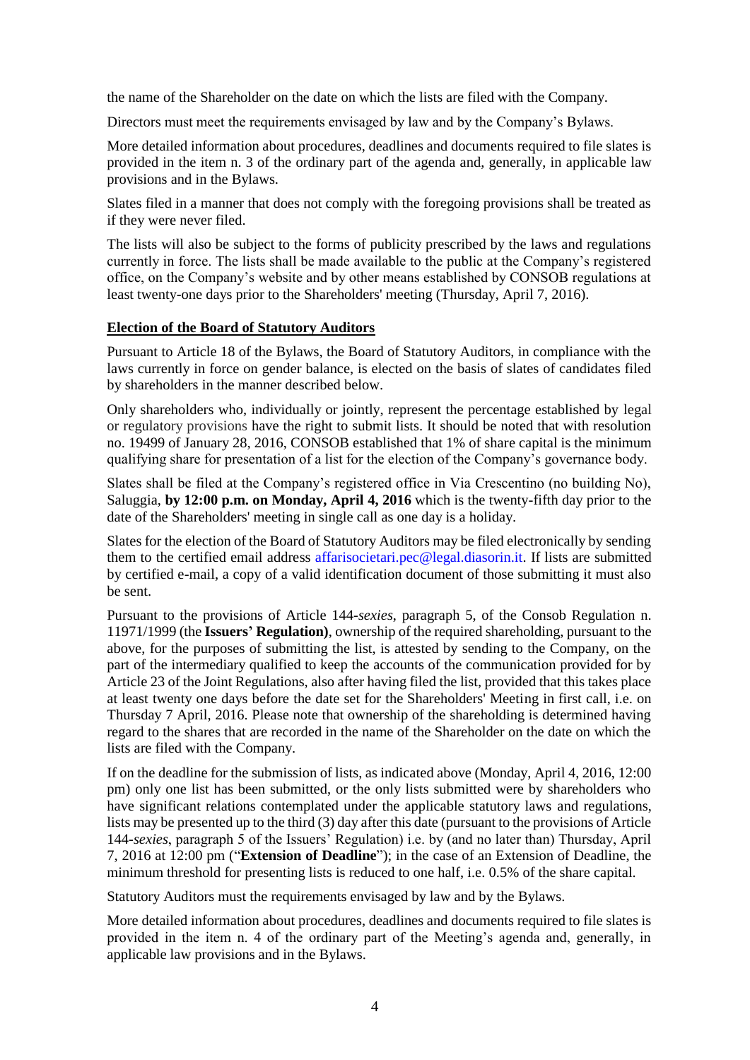the name of the Shareholder on the date on which the lists are filed with the Company.

Directors must meet the requirements envisaged by law and by the Company's Bylaws.

More detailed information about procedures, deadlines and documents required to file slates is provided in the item n. 3 of the ordinary part of the agenda and, generally, in applicable law provisions and in the Bylaws.

Slates filed in a manner that does not comply with the foregoing provisions shall be treated as if they were never filed.

The lists will also be subject to the forms of publicity prescribed by the laws and regulations currently in force. The lists shall be made available to the public at the Company's registered office, on the Company's website and by other means established by CONSOB regulations at least twenty-one days prior to the Shareholders' meeting (Thursday, April 7, 2016).

**Election of the Board of Statutory Auditors**

Pursuant to Article 18 of the Bylaws, the Board of Statutory Auditors, in compliance with the laws currently in force on gender balance, is elected on the basis of slates of candidates filed by shareholders in the manner described below.

Only shareholders who, individually or jointly, represent the percentage established by legal or regulatory provisions have the right to submit lists. It should be noted that with resolution no. 19499 of January 28, 2016, CONSOB established that 1% of share capital is the minimum qualifying share for presentation of a list for the election of the Company's governance body.

Slates shall be filed at the Company's registered office in Via Crescentino (no building No), Saluggia, **by 12:00 p.m. on Monday, April 4, 2016** which is the twenty-fifth day prior to the date of the Shareholders' meeting in single call as one day is a holiday.

Slates for the election of the Board of Statutory Auditors may be filed electronically by sending them to the certified email address affarisocietari.pec@legal.diasorin.it. If lists are submitted by certified e-mail, a copy of a valid identification document of those submitting it must also be sent.

Pursuant to the provisions of Article 144-*sexies*, paragraph 5, of the Consob Regulation n. 11971/1999 (the **Issuers' Regulation)**, ownership of the required shareholding, pursuant to the above, for the purposes of submitting the list, is attested by sending to the Company, on the part of the intermediary qualified to keep the accounts of the communication provided for by Article 23 of the Joint Regulations, also after having filed the list, provided that this takes place at least twenty one days before the date set for the Shareholders' Meeting in first call, i.e. on Thursday 7 April, 2016. Please note that ownership of the shareholding is determined having regard to the shares that are recorded in the name of the Shareholder on the date on which the lists are filed with the Company.

If on the deadline for the submission of lists, as indicated above (Monday, April 4, 2016, 12:00 pm) only one list has been submitted, or the only lists submitted were by shareholders who have significant relations contemplated under the applicable statutory laws and regulations, lists may be presented up to the third (3) day after this date (pursuant to the provisions of Article 144-*sexies*, paragraph 5 of the Issuers' Regulation) i.e. by (and no later than) Thursday, April 7, 2016 at 12:00 pm ("**Extension of Deadline**"); in the case of an Extension of Deadline, the minimum threshold for presenting lists is reduced to one half, i.e. 0.5% of the share capital.

Statutory Auditors must the requirements envisaged by law and by the Bylaws.

More detailed information about procedures, deadlines and documents required to file slates is provided in the item n. 4 of the ordinary part of the Meeting's agenda and, generally, in applicable law provisions and in the Bylaws.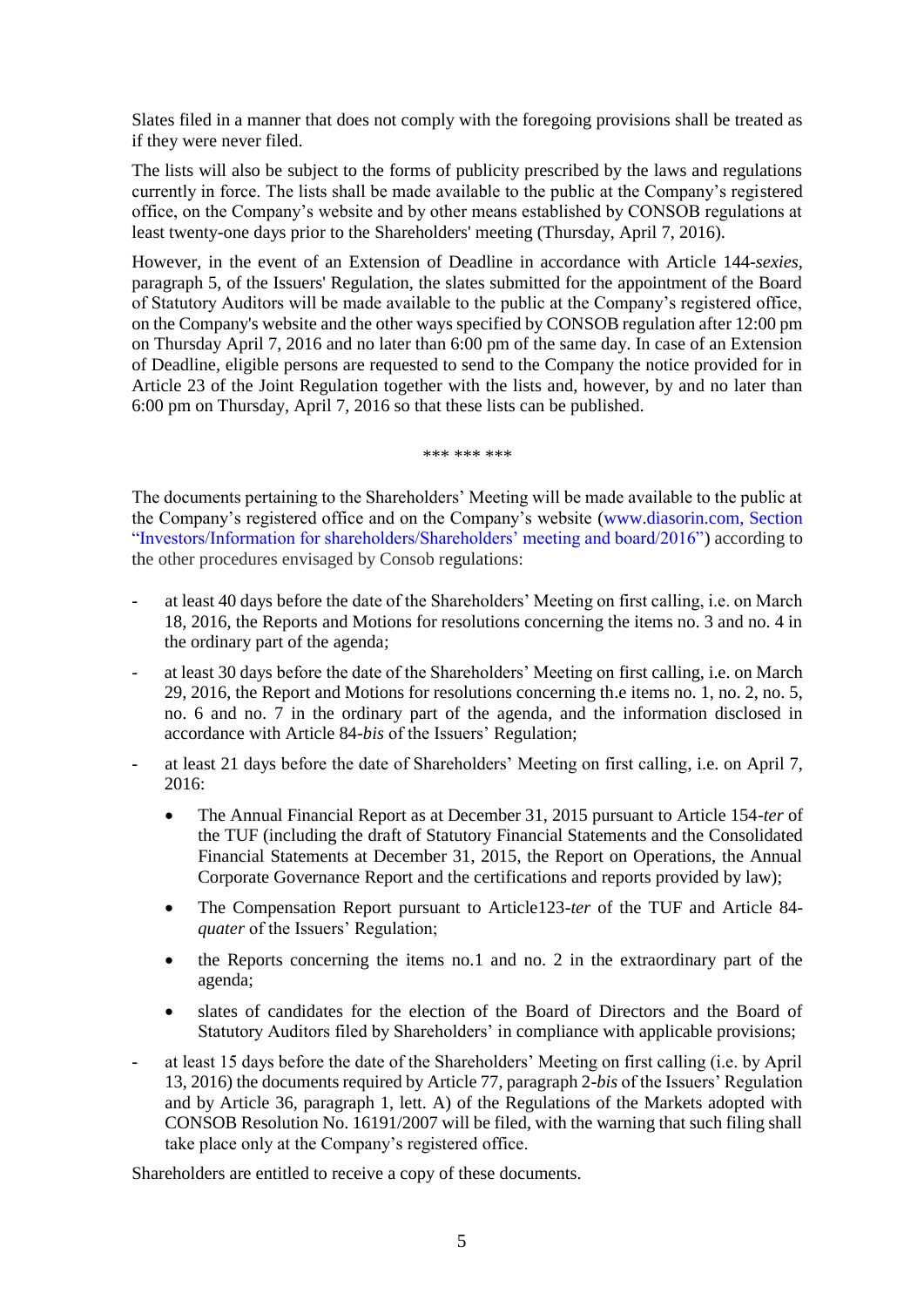Slates filed in a manner that does not comply with the foregoing provisions shall be treated as if they were never filed.

The lists will also be subject to the forms of publicity prescribed by the laws and regulations currently in force. The lists shall be made available to the public at the Company's registered office, on the Company's website and by other means established by CONSOB regulations at least twenty-one days prior to the Shareholders' meeting (Thursday, April 7, 2016).

However, in the event of an Extension of Deadline in accordance with Article 144-*sexies*, paragraph 5, of the Issuers' Regulation, the slates submitted for the appointment of the Board of Statutory Auditors will be made available to the public at the Company's registered office, on the Company's website and the other ways specified by CONSOB regulation after 12:00 pm on Thursday April 7, 2016 and no later than 6:00 pm of the same day. In case of an Extension of Deadline, eligible persons are requested to send to the Company the notice provided for in Article 23 of the Joint Regulation together with the lists and, however, by and no later than 6:00 pm on Thursday, April 7, 2016 so that these lists can be published.

\*\*\* \*\*\* \*\*\*

The documents pertaining to the Shareholders' Meeting will be made available to the public at the Company's registered office and on the Company's website (www.diasorin.com, Section "Investors/Information for shareholders/Shareholders' meeting and board/2016") according to the other procedures envisaged by Consob regulations:

- at least 40 days before the date of the Shareholders' Meeting on first calling, i.e. on March 18, 2016, the Reports and Motions for resolutions concerning the items no. 3 and no. 4 in the ordinary part of the agenda;
- at least 30 days before the date of the Shareholders' Meeting on first calling, i.e. on March 29, 2016, the Report and Motions for resolutions concerning th.e items no. 1, no. 2, no. 5, no. 6 and no. 7 in the ordinary part of the agenda, and the information disclosed in accordance with Article 84-*bis* of the Issuers' Regulation;
- at least 21 days before the date of Shareholders' Meeting on first calling, i.e. on April 7, 2016:
  - The Annual Financial Report as at December 31, 2015 pursuant to Article 154-*ter* of the TUF (including the draft of Statutory Financial Statements and the Consolidated Financial Statements at December 31, 2015, the Report on Operations, the Annual Corporate Governance Report and the certifications and reports provided by law);
  - The Compensation Report pursuant to Article123-*ter* of the TUF and Article 84-*quater* of the Issuers' Regulation;
  - the Reports concerning the items no.1 and no. 2 in the extraordinary part of the agenda;
  - slates of candidates for the election of the Board of Directors and the Board of Statutory Auditors filed by Shareholders' in compliance with applicable provisions;
- at least 15 days before the date of the Shareholders' Meeting on first calling (i.e. by April 13, 2016) the documents required by Article 77, paragraph 2-*bis* of the Issuers' Regulation and by Article 36, paragraph 1, lett. A) of the Regulations of the Markets adopted with CONSOB Resolution No. 16191/2007 will be filed, with the warning that such filing shall take place only at the Company's registered office.

Shareholders are entitled to receive a copy of these documents.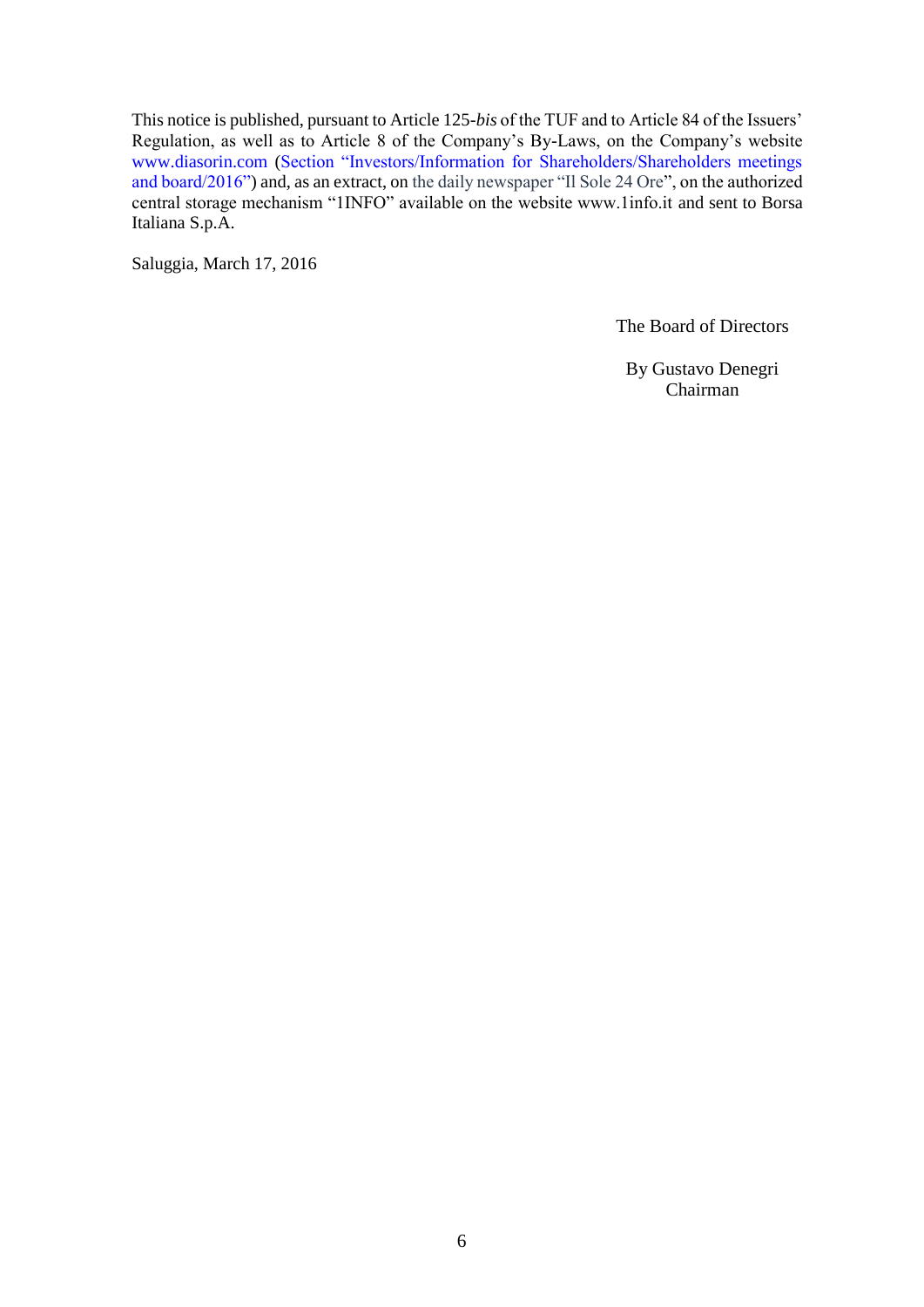This notice is published, pursuant to Article 125-*bis* of the TUF and to Article 84 of the Issuers' Regulation, as well as to Article 8 of the Company's By-Laws, on the Company's website www.diasorin.com (Section "Investors/Information for Shareholders/Shareholders meetings and board/2016") and, as an extract, on the daily newspaper "Il Sole 24 Ore", on the authorized central storage mechanism "1INFO" available on the website www.1info.it and sent to Borsa Italiana S.p.A.

Saluggia, March 17, 2016

The Board of Directors

By Gustavo Denegri
Chairman